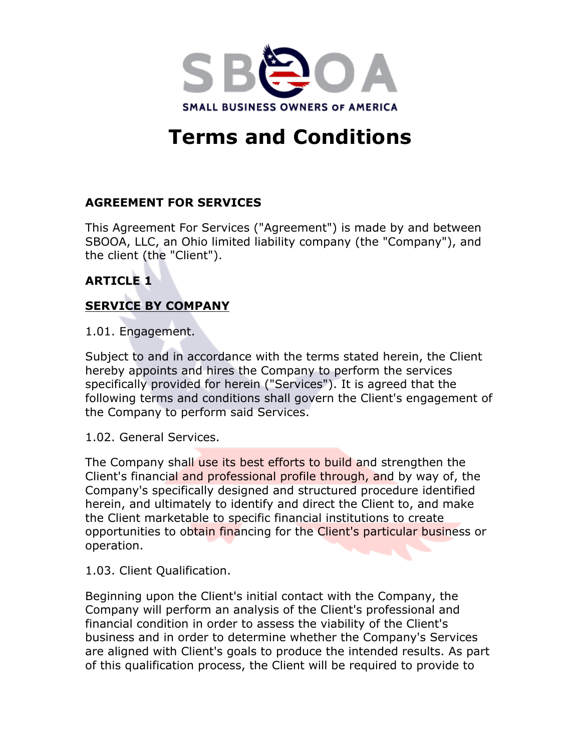SBOA

SMALL BUSINESS OWNERS OF AMERICA

# Terms and Conditions

**AGREEMENT FOR SERVICES**

This Agreement For Services ("Agreement") is made by and between SBOOA, LLC, an Ohio limited liability company (the "Company"), and the client (the "Client").

**ARTICLE 1**

**SERVICE BY COMPANY**

1.01. Engagement.

Subject to and in accordance with the terms stated herein, the Client hereby appoints and hires the Company to perform the services specifically provided for herein ("Services"). It is agreed that the following terms and conditions shall govern the Client's engagement of the Company to perform said Services.

1.02. General Services.

The Company shall use its best efforts to build and strengthen the Client's financial and professional profile through, and by way of, the Company's specifically designed and structured procedure identified herein, and ultimately to identify and direct the Client to, and make the Client marketable to specific financial institutions to create opportunities to obtain financing for the Client's particular business or operation.

1.03. Client Qualification.

Beginning upon the Client's initial contact with the Company, the Company will perform an analysis of the Client's professional and financial condition in order to assess the viability of the Client's business and in order to determine whether the Company's Services are aligned with Client's goals to produce the intended results. As part of this qualification process, the Client will be required to provide to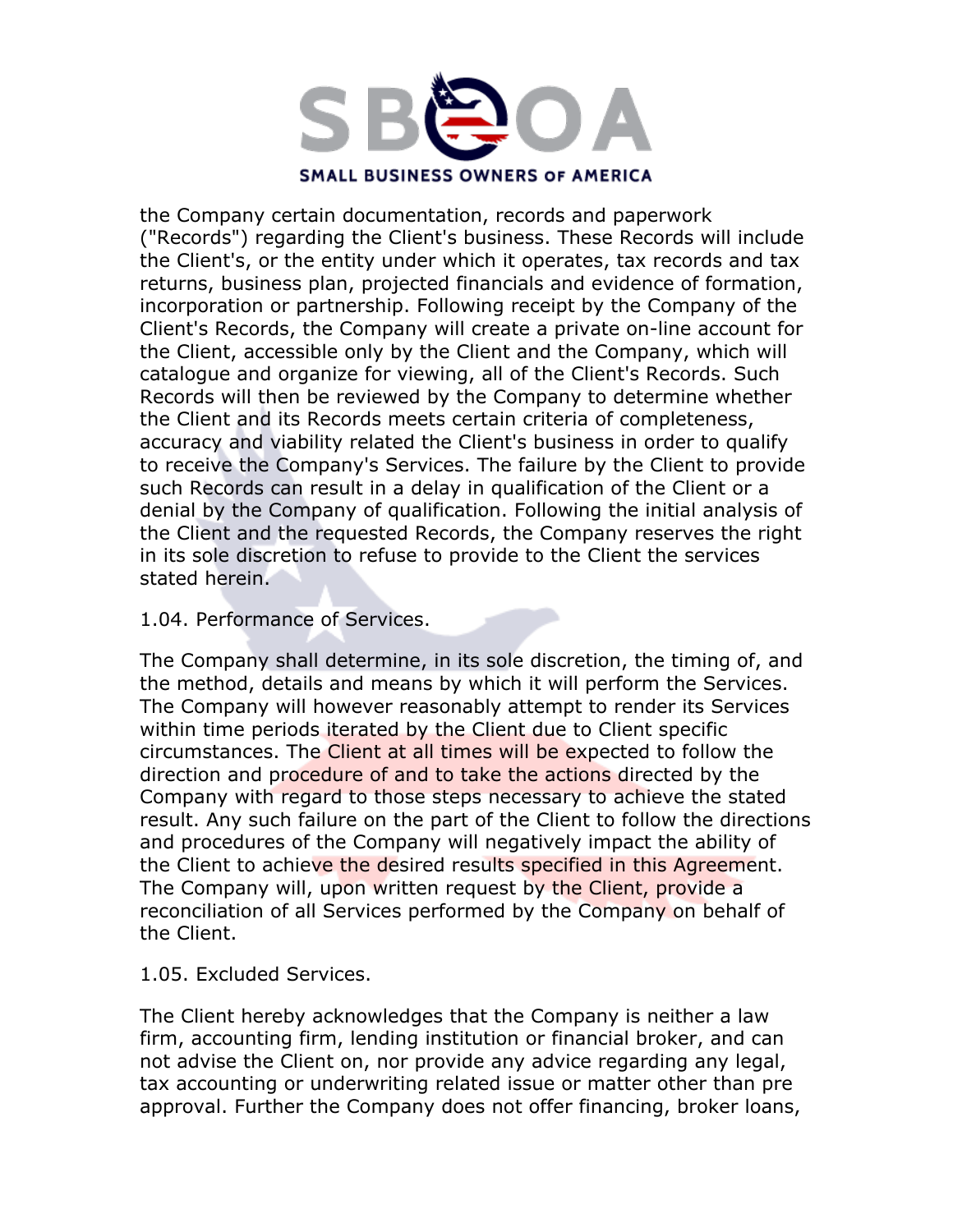the Company certain documentation, records and paperwork ("Records") regarding the Client's business. These Records will include the Client's, or the entity under which it operates, tax records and tax returns, business plan, projected financials and evidence of formation, incorporation or partnership. Following receipt by the Company of the Client's Records, the Company will create a private on-line account for the Client, accessible only by the Client and the Company, which will catalogue and organize for viewing, all of the Client's Records. Such Records will then be reviewed by the Company to determine whether the Client and its Records meets certain criteria of completeness, accuracy and viability related the Client's business in order to qualify to receive the Company's Services. The failure by the Client to provide such Records can result in a delay in qualification of the Client or a denial by the Company of qualification. Following the initial analysis of the Client and the requested Records, the Company reserves the right in its sole discretion to refuse to provide to the Client the services stated herein.

1.04. Performance of Services.

The Company shall determine, in its sole discretion, the timing of, and the method, details and means by which it will perform the Services. The Company will however reasonably attempt to render its Services within time periods iterated by the Client due to Client specific circumstances. The Client at all times will be expected to follow the direction and procedure of and to take the actions directed by the Company with regard to those steps necessary to achieve the stated result. Any such failure on the part of the Client to follow the directions and procedures of the Company will negatively impact the ability of the Client to achieve the desired results specified in this Agreement. The Company will, upon written request by the Client, provide a reconciliation of all Services performed by the Company on behalf of the Client.

1.05. Excluded Services.

The Client hereby acknowledges that the Company is neither a law firm, accounting firm, lending institution or financial broker, and can not advise the Client on, nor provide any advice regarding any legal, tax accounting or underwriting related issue or matter other than pre approval. Further the Company does not offer financing, broker loans,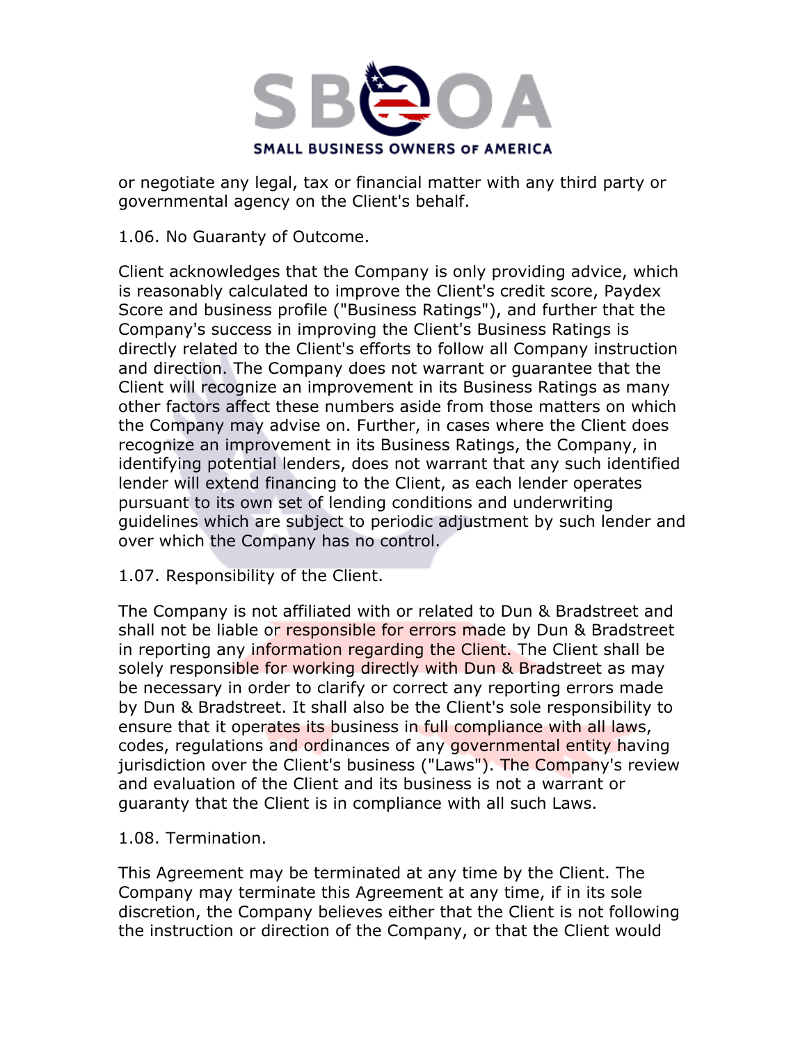or negotiate any legal, tax or financial matter with any third party or governmental agency on the Client's behalf.

1.06. No Guaranty of Outcome.

Client acknowledges that the Company is only providing advice, which is reasonably calculated to improve the Client's credit score, Paydex Score and business profile ("Business Ratings"), and further that the Company's success in improving the Client's Business Ratings is directly related to the Client's efforts to follow all Company instruction and direction. The Company does not warrant or guarantee that the Client will recognize an improvement in its Business Ratings as many other factors affect these numbers aside from those matters on which the Company may advise on. Further, in cases where the Client does recognize an improvement in its Business Ratings, the Company, in identifying potential lenders, does not warrant that any such identified lender will extend financing to the Client, as each lender operates pursuant to its own set of lending conditions and underwriting guidelines which are subject to periodic adjustment by such lender and over which the Company has no control.

1.07. Responsibility of the Client.

The Company is not affiliated with or related to Dun & Bradstreet and shall not be liable or responsible for errors made by Dun & Bradstreet in reporting any information regarding the Client. The Client shall be solely responsible for working directly with Dun & Bradstreet as may be necessary in order to clarify or correct any reporting errors made by Dun & Bradstreet. It shall also be the Client's sole responsibility to ensure that it operates its business in full compliance with all laws, codes, regulations and ordinances of any governmental entity having jurisdiction over the Client's business ("Laws"). The Company's review and evaluation of the Client and its business is not a warrant or guaranty that the Client is in compliance with all such Laws.

1.08. Termination.

This Agreement may be terminated at any time by the Client. The Company may terminate this Agreement at any time, if in its sole discretion, the Company believes either that the Client is not following the instruction or direction of the Company, or that the Client would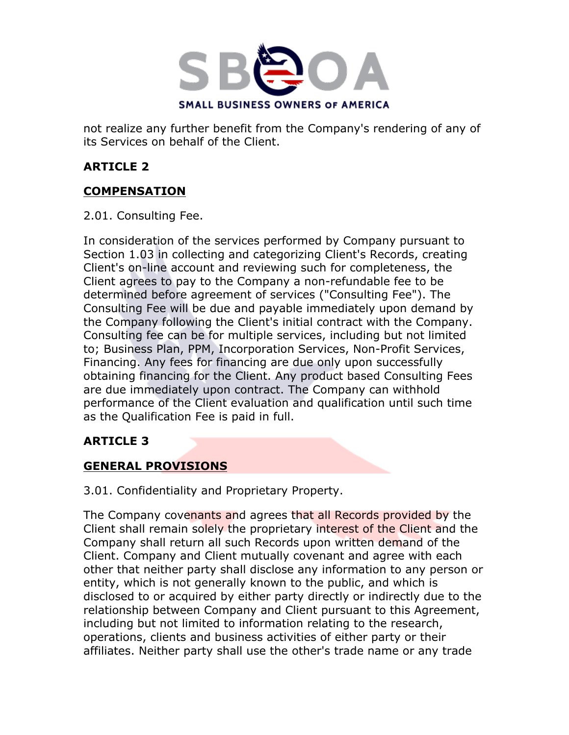not realize any further benefit from the Company's rendering of any of its Services on behalf of the Client.

**ARTICLE 2**

**COMPENSATION**

2.01. Consulting Fee.

In consideration of the services performed by Company pursuant to Section 1.03 in collecting and categorizing Client's Records, creating Client's on-line account and reviewing such for completeness, the Client agrees to pay to the Company a non-refundable fee to be determined before agreement of services ("Consulting Fee"). The Consulting Fee will be due and payable immediately upon demand by the Company following the Client's initial contract with the Company. Consulting fee can be for multiple services, including but not limited to; Business Plan, PPM, Incorporation Services, Non-Profit Services, Financing. Any fees for financing are due only upon successfully obtaining financing for the Client. Any product based Consulting Fees are due immediately upon contract. The Company can withhold performance of the Client evaluation and qualification until such time as the Qualification Fee is paid in full.

**ARTICLE 3**

**GENERAL PROVISIONS**

3.01. Confidentiality and Proprietary Property.

The Company covenants and agrees that all Records provided by the Client shall remain solely the proprietary interest of the Client and the Company shall return all such Records upon written demand of the Client. Company and Client mutually covenant and agree with each other that neither party shall disclose any information to any person or entity, which is not generally known to the public, and which is disclosed to or acquired by either party directly or indirectly due to the relationship between Company and Client pursuant to this Agreement, including but not limited to information relating to the research, operations, clients and business activities of either party or their affiliates. Neither party shall use the other's trade name or any trade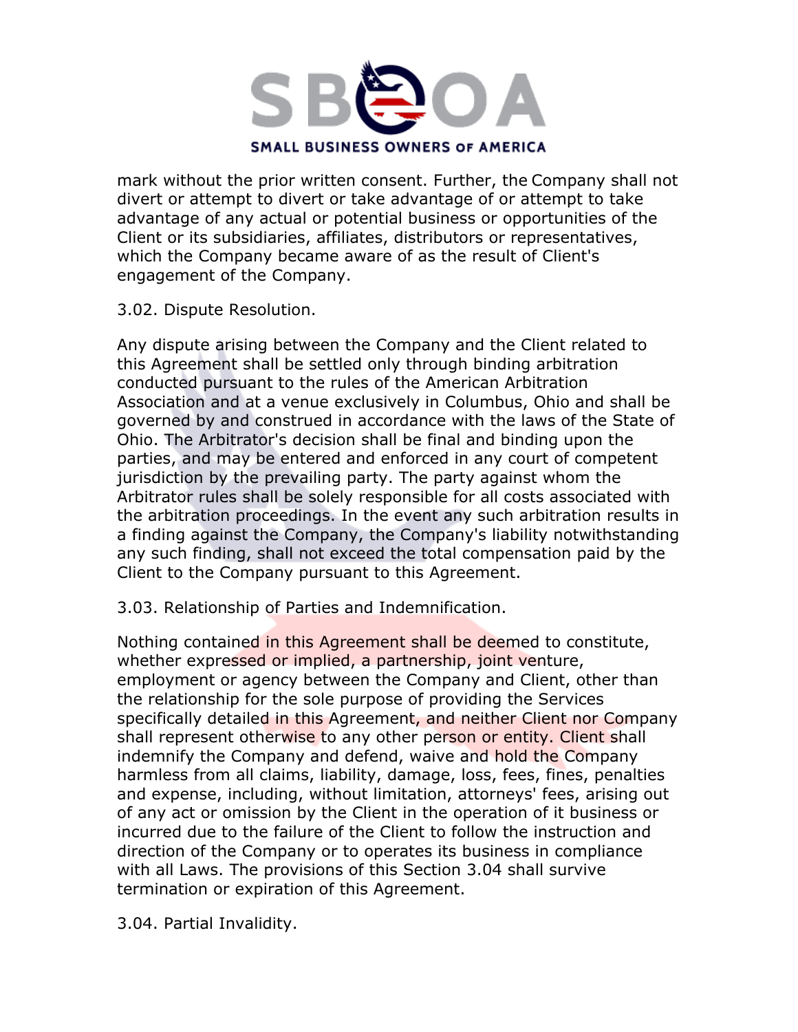mark without the prior written consent. Further, the Company shall not divert or attempt to divert or take advantage of or attempt to take advantage of any actual or potential business or opportunities of the Client or its subsidiaries, affiliates, distributors or representatives, which the Company became aware of as the result of Client's engagement of the Company.

3.02. Dispute Resolution.

Any dispute arising between the Company and the Client related to this Agreement shall be settled only through binding arbitration conducted pursuant to the rules of the American Arbitration Association and at a venue exclusively in Columbus, Ohio and shall be governed by and construed in accordance with the laws of the State of Ohio. The Arbitrator's decision shall be final and binding upon the parties, and may be entered and enforced in any court of competent jurisdiction by the prevailing party. The party against whom the Arbitrator rules shall be solely responsible for all costs associated with the arbitration proceedings. In the event any such arbitration results in a finding against the Company, the Company's liability notwithstanding any such finding, shall not exceed the total compensation paid by the Client to the Company pursuant to this Agreement.

3.03. Relationship of Parties and Indemnification.

Nothing contained in this Agreement shall be deemed to constitute, whether expressed or implied, a partnership, joint venture, employment or agency between the Company and Client, other than the relationship for the sole purpose of providing the Services specifically detailed in this Agreement, and neither Client nor Company shall represent otherwise to any other person or entity. Client shall indemnify the Company and defend, waive and hold the Company harmless from all claims, liability, damage, loss, fees, fines, penalties and expense, including, without limitation, attorneys' fees, arising out of any act or omission by the Client in the operation of it business or incurred due to the failure of the Client to follow the instruction and direction of the Company or to operates its business in compliance with all Laws. The provisions of this Section 3.04 shall survive termination or expiration of this Agreement.

3.04. Partial Invalidity.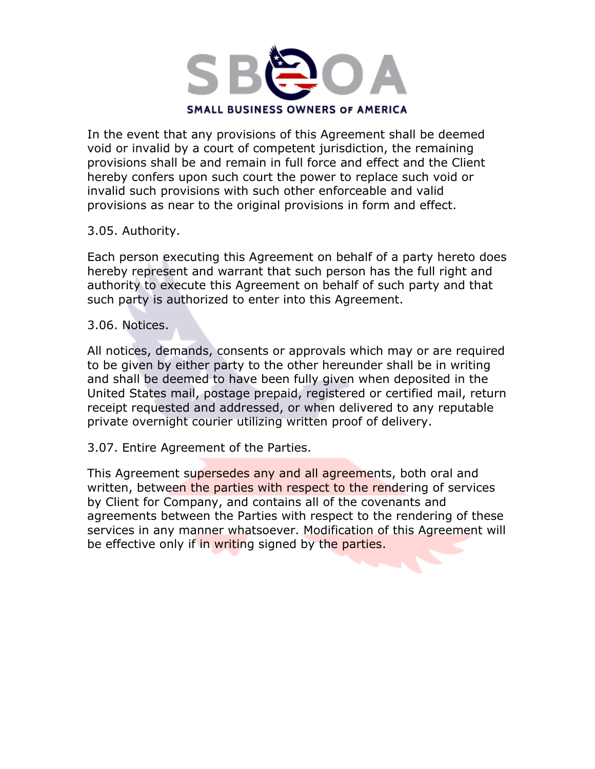In the event that any provisions of this Agreement shall be deemed void or invalid by a court of competent jurisdiction, the remaining provisions shall be and remain in full force and effect and the Client hereby confers upon such court the power to replace such void or invalid such provisions with such other enforceable and valid provisions as near to the original provisions in form and effect.

3.05. Authority.

Each person executing this Agreement on behalf of a party hereto does hereby represent and warrant that such person has the full right and authority to execute this Agreement on behalf of such party and that such party is authorized to enter into this Agreement.

3.06. Notices.

All notices, demands, consents or approvals which may or are required to be given by either party to the other hereunder shall be in writing and shall be deemed to have been fully given when deposited in the United States mail, postage prepaid, registered or certified mail, return receipt requested and addressed, or when delivered to any reputable private overnight courier utilizing written proof of delivery.

3.07. Entire Agreement of the Parties.

This Agreement supersedes any and all agreements, both oral and written, between the parties with respect to the rendering of services by Client for Company, and contains all of the covenants and agreements between the Parties with respect to the rendering of these services in any manner whatsoever. Modification of this Agreement will be effective only if in writing signed by the parties.